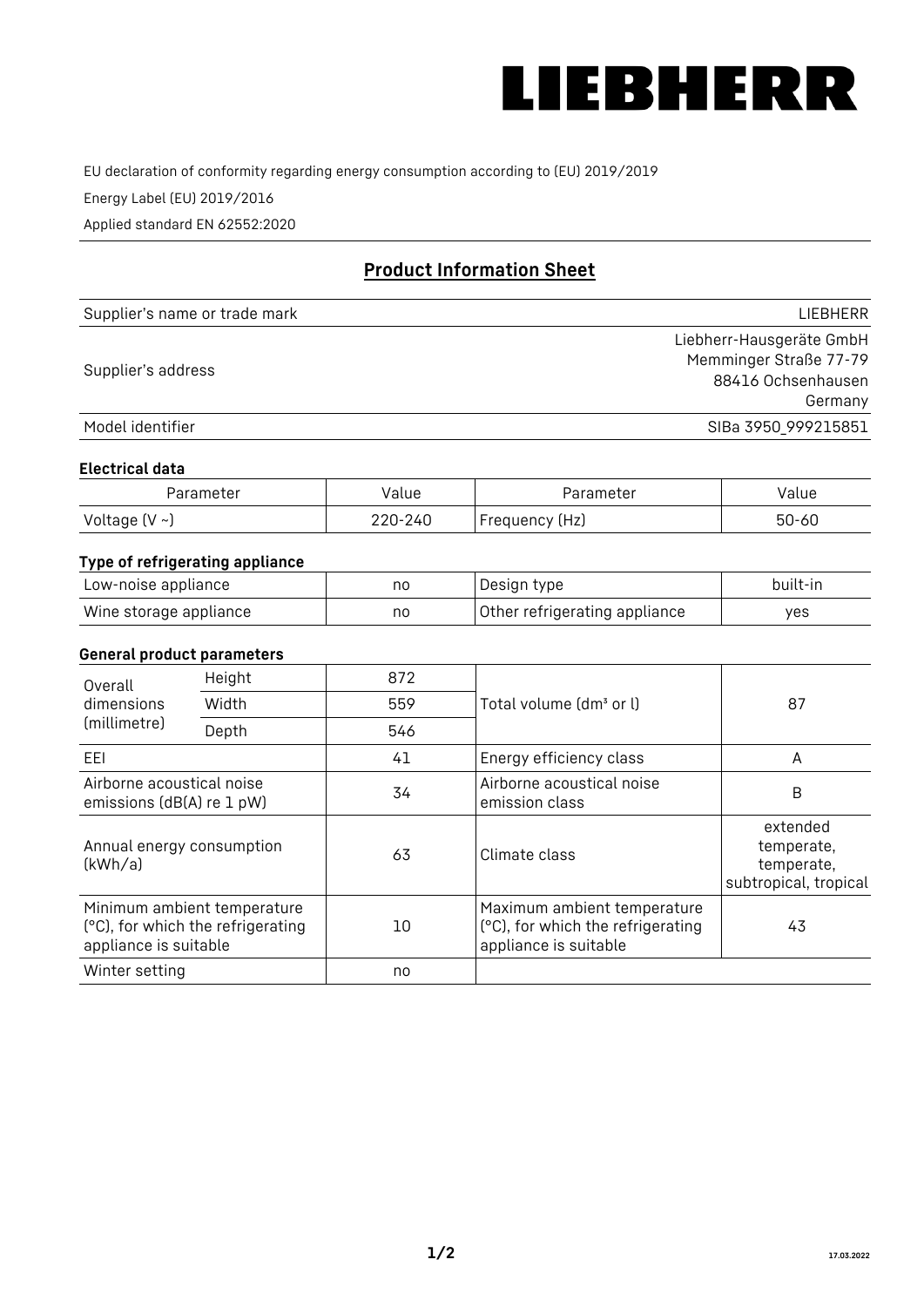# LIEBHERR

EU declaration of conformity regarding energy consumption according to (EU) 2019/2019

Energy Label (EU) 2019/2016

Applied standard EN 62552:2020

## Product Information Sheet

| | |
|---|---|
| Supplier's name or trade mark | LIEBHERR |
| Supplier's address | Liebherr-Hausgeräte GmbH<br>Memminger Straße 77-79<br>88416 Ochsenhausen<br>Germany |
| Model identifier | SIBa 3950_999215851 |

### Electrical data

| Parameter | Value | Parameter | Value |
|---|---|---|---|
| Voltage (V ~) | 220-240 | Frequency (Hz) | 50-60 |

### Type of refrigerating appliance

| | | | |
|---|---|---|---|
| Low-noise appliance | no | Design type | built-in |
| Wine storage appliance | no | Other refrigerating appliance | yes |

### General product parameters

| | | | | |
|---|---|---|---|---|
| Overall dimensions (millimetre) | Height | 872 | Total volume (dm³ or l) | 87 |
| | Width | 559 | | |
| | Depth | 546 | | |
| EEI | | 41 | Energy efficiency class | A |
| Airborne acoustical noise emissions (dB(A) re 1 pW) | | 34 | Airborne acoustical noise emission class | B |
| Annual energy consumption (kWh/a) | | 63 | Climate class | extended temperate, temperate, subtropical, tropical |
| Minimum ambient temperature (°C), for which the refrigerating appliance is suitable | | 10 | Maximum ambient temperature (°C), for which the refrigerating appliance is suitable | 43 |
| Winter setting | | no | | |

17.03.2022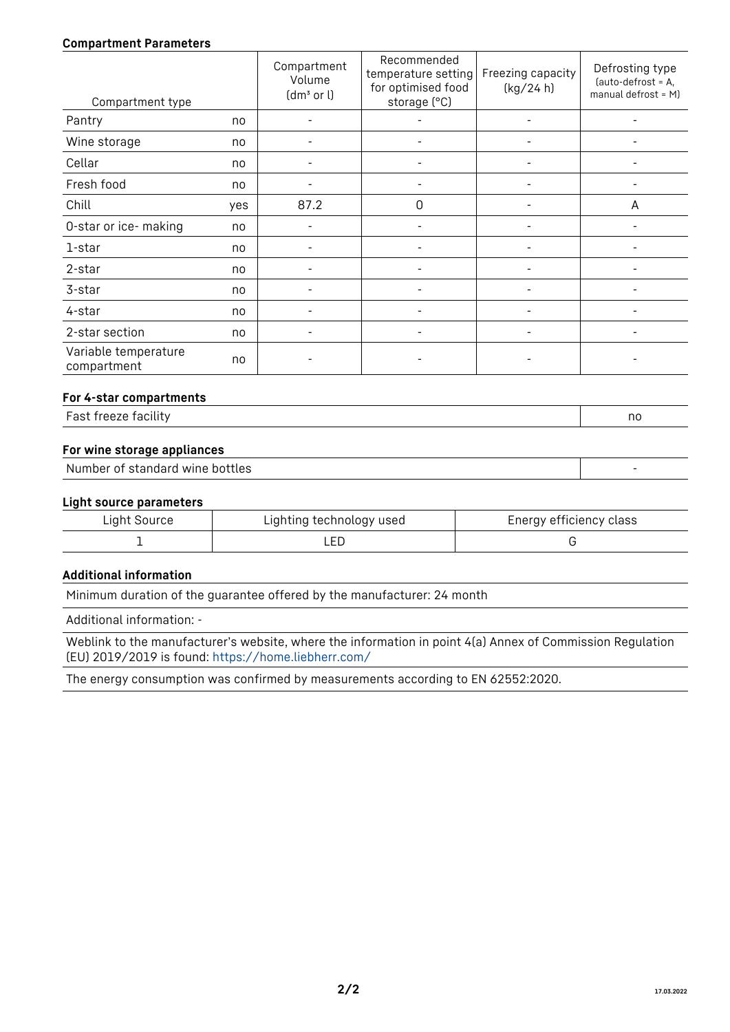**Compartment Parameters**

| Compartment type | | Compartment Volume (dm³ or l) | Recommended temperature setting for optimised food storage (°C) | Freezing capacity (kg/24 h) | Defrosting type (auto-defrost = A, manual defrost = M) |
|---|---|---|---|---|---|
| Pantry | no | - | - | - | - |
| Wine storage | no | - | - | - | - |
| Cellar | no | - | - | - | - |
| Fresh food | no | - | - | - | - |
| Chill | yes | 87.2 | 0 | - | A |
| 0-star or ice- making | no | - | - | - | - |
| 1-star | no | - | - | - | - |
| 2-star | no | - | - | - | - |
| 3-star | no | - | - | - | - |
| 4-star | no | - | - | - | - |
| 2-star section | no | - | - | - | - |
| Variable temperature compartment | no | - | - | - | - |

**For 4-star compartments**

| | |
|---|---|
| Fast freeze facility | no |

**For wine storage appliances**

| | |
|---|---|
| Number of standard wine bottles | - |

**Light source parameters**

| Light Source | Lighting technology used | Energy efficiency class |
|---|---|---|
| 1 | LED | G |

**Additional information**

Minimum duration of the guarantee offered by the manufacturer: 24 month

Additional information: -

Weblink to the manufacturer's website, where the information in point 4(a) Annex of Commission Regulation (EU) 2019/2019 is found: https://home.liebherr.com/

The energy consumption was confirmed by measurements according to EN 62552:2020.

17.03.2022